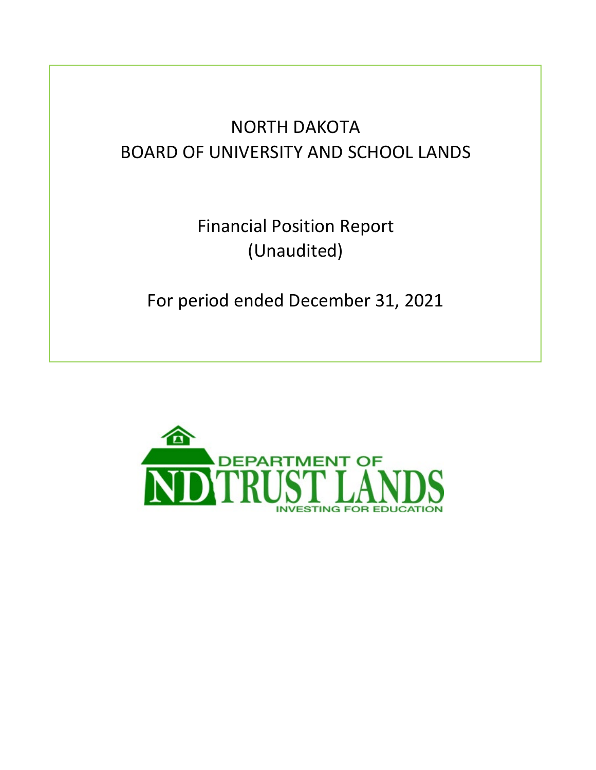# NORTH DAKOTA
# BOARD OF UNIVERSITY AND SCHOOL LANDS

## Financial Position Report
## (Unaudited)

## For period ended December 31, 2021

DEPARTMENT OF
ND TRUST LANDS
INVESTING FOR EDUCATION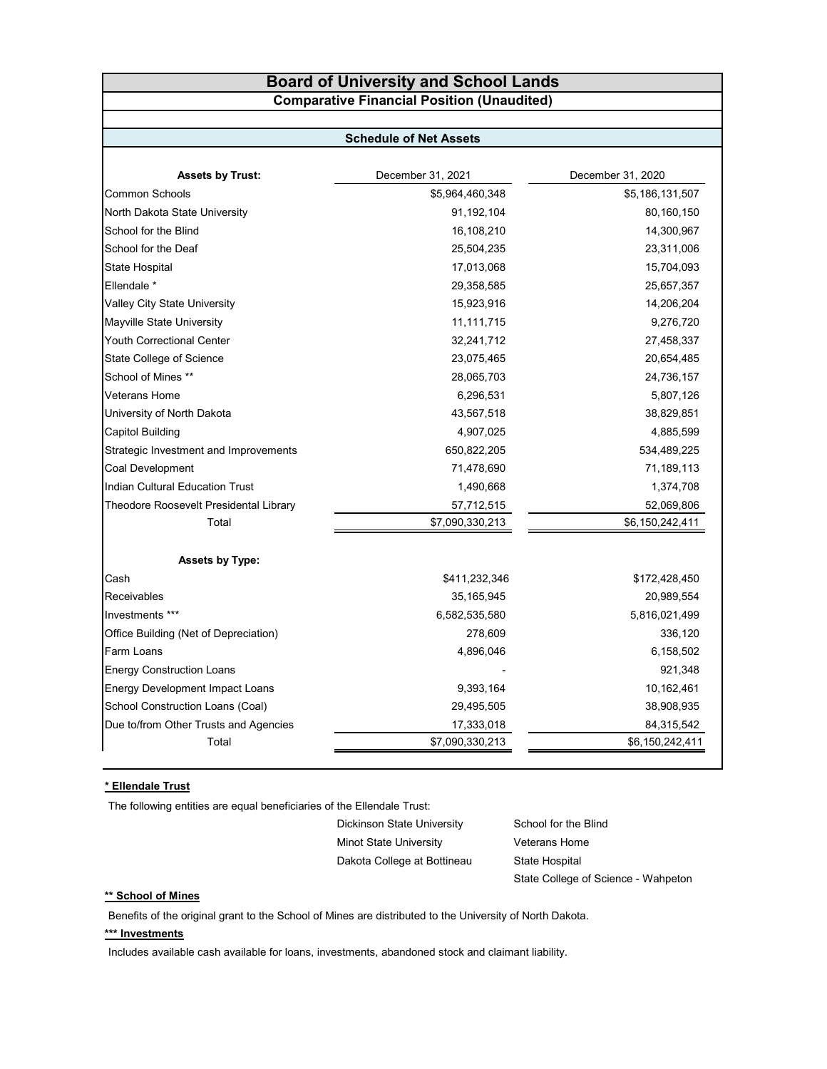# Board of University and School Lands

## Comparative Financial Position (Unaudited)

### Schedule of Net Assets

| Assets by Trust: | December 31, 2021 | December 31, 2020 |
|---|---|---|
| Common Schools | $5,964,460,348 | $5,186,131,507 |
| North Dakota State University | 91,192,104 | 80,160,150 |
| School for the Blind | 16,108,210 | 14,300,967 |
| School for the Deaf | 25,504,235 | 23,311,006 |
| State Hospital | 17,013,068 | 15,704,093 |
| Ellendale * | 29,358,585 | 25,657,357 |
| Valley City State University | 15,923,916 | 14,206,204 |
| Mayville State University | 11,111,715 | 9,276,720 |
| Youth Correctional Center | 32,241,712 | 27,458,337 |
| State College of Science | 23,075,465 | 20,654,485 |
| School of Mines ** | 28,065,703 | 24,736,157 |
| Veterans Home | 6,296,531 | 5,807,126 |
| University of North Dakota | 43,567,518 | 38,829,851 |
| Capitol Building | 4,907,025 | 4,885,599 |
| Strategic Investment and Improvements | 650,822,205 | 534,489,225 |
| Coal Development | 71,478,690 | 71,189,113 |
| Indian Cultural Education Trust | 1,490,668 | 1,374,708 |
| Theodore Roosevelt Presidental Library | 57,712,515 | 52,069,806 |
| Total | $7,090,330,213 | $6,150,242,411 |

| Assets by Type: | December 31, 2021 | December 31, 2020 |
|---|---|---|
| Cash | $411,232,346 | $172,428,450 |
| Receivables | 35,165,945 | 20,989,554 |
| Investments *** | 6,582,535,580 | 5,816,021,499 |
| Office Building (Net of Depreciation) | 278,609 | 336,120 |
| Farm Loans | 4,896,046 | 6,158,502 |
| Energy Construction Loans | - | 921,348 |
| Energy Development Impact Loans | 9,393,164 | 10,162,461 |
| School Construction Loans (Coal) | 29,495,505 | 38,908,935 |
| Due to/from Other Trusts and Agencies | 17,333,018 | 84,315,542 |
| Total | $7,090,330,213 | $6,150,242,411 |

**\* Ellendale Trust**

The following entities are equal beneficiaries of the Ellendale Trust:

- Dickinson State University
- Minot State University
- Dakota College at Bottineau
- School for the Blind
- Veterans Home
- State Hospital
- State College of Science - Wahpeton

**\*\* School of Mines**

Benefits of the original grant to the School of Mines are distributed to the University of North Dakota.

**\*\*\* Investments**

Includes available cash available for loans, investments, abandoned stock and claimant liability.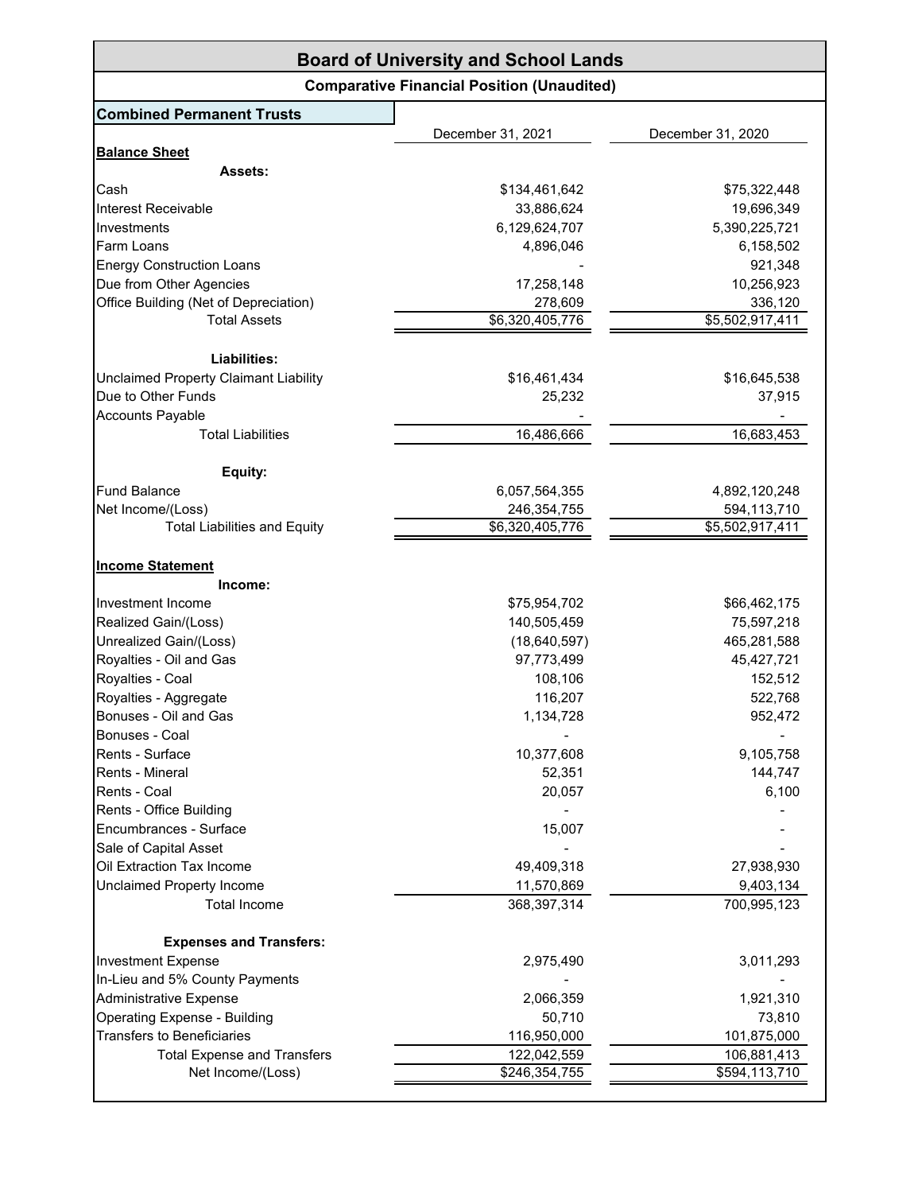# Board of University and School Lands

## Comparative Financial Position (Unaudited)

### Combined Permanent Trusts

| | December 31, 2021 | December 31, 2020 |
|---|---|---|
| **Balance Sheet** | | |
| **Assets:** | | |
| Cash | $134,461,642 | $75,322,448 |
| Interest Receivable | 33,886,624 | 19,696,349 |
| Investments | 6,129,624,707 | 5,390,225,721 |
| Farm Loans | 4,896,046 | 6,158,502 |
| Energy Construction Loans | - | 921,348 |
| Due from Other Agencies | 17,258,148 | 10,256,923 |
| Office Building (Net of Depreciation) | 278,609 | 336,120 |
| Total Assets | $6,320,405,776 | $5,502,917,411 |
| **Liabilities:** | | |
| Unclaimed Property Claimant Liability | $16,461,434 | $16,645,538 |
| Due to Other Funds | 25,232 | 37,915 |
| Accounts Payable | - | - |
| Total Liabilities | 16,486,666 | 16,683,453 |
| **Equity:** | | |
| Fund Balance | 6,057,564,355 | 4,892,120,248 |
| Net Income/(Loss) | 246,354,755 | 594,113,710 |
| Total Liabilities and Equity | $6,320,405,776 | $5,502,917,411 |
| **Income Statement** | | |
| **Income:** | | |
| Investment Income | $75,954,702 | $66,462,175 |
| Realized Gain/(Loss) | 140,505,459 | 75,597,218 |
| Unrealized Gain/(Loss) | (18,640,597) | 465,281,588 |
| Royalties - Oil and Gas | 97,773,499 | 45,427,721 |
| Royalties - Coal | 108,106 | 152,512 |
| Royalties - Aggregate | 116,207 | 522,768 |
| Bonuses - Oil and Gas | 1,134,728 | 952,472 |
| Bonuses - Coal | - | - |
| Rents - Surface | 10,377,608 | 9,105,758 |
| Rents - Mineral | 52,351 | 144,747 |
| Rents - Coal | 20,057 | 6,100 |
| Rents - Office Building | - | - |
| Encumbrances - Surface | 15,007 | - |
| Sale of Capital Asset | - | - |
| Oil Extraction Tax Income | 49,409,318 | 27,938,930 |
| Unclaimed Property Income | 11,570,869 | 9,403,134 |
| Total Income | 368,397,314 | 700,995,123 |
| **Expenses and Transfers:** | | |
| Investment Expense | 2,975,490 | 3,011,293 |
| In-Lieu and 5% County Payments | - | - |
| Administrative Expense | 2,066,359 | 1,921,310 |
| Operating Expense - Building | 50,710 | 73,810 |
| Transfers to Beneficiaries | 116,950,000 | 101,875,000 |
| Total Expense and Transfers | 122,042,559 | 106,881,413 |
| Net Income/(Loss) | $246,354,755 | $594,113,710 |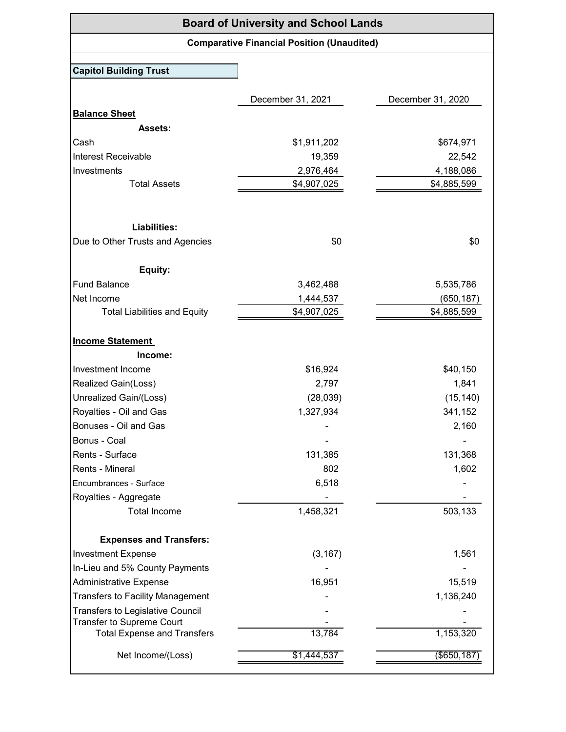# Board of University and School Lands

## Comparative Financial Position (Unaudited)

### Capitol Building Trust

| | December 31, 2021 | December 31, 2020 |
|---|---|---|
| **Balance Sheet** | | |
| **Assets:** | | |
| Cash | $1,911,202 | $674,971 |
| Interest Receivable | 19,359 | 22,542 |
| Investments | 2,976,464 | 4,188,086 |
| Total Assets | $4,907,025 | $4,885,599 |
| | | |
| **Liabilities:** | | |
| Due to Other Trusts and Agencies | $0 | $0 |
| | | |
| **Equity:** | | |
| Fund Balance | 3,462,488 | 5,535,786 |
| Net Income | 1,444,537 | (650,187) |
| Total Liabilities and Equity | $4,907,025 | $4,885,599 |
| | | |
| **Income Statement** | | |
| **Income:** | | |
| Investment Income | $16,924 | $40,150 |
| Realized Gain(Loss) | 2,797 | 1,841 |
| Unrealized Gain/(Loss) | (28,039) | (15,140) |
| Royalties - Oil and Gas | 1,327,934 | 341,152 |
| Bonuses - Oil and Gas | - | 2,160 |
| Bonus - Coal | - | - |
| Rents - Surface | 131,385 | 131,368 |
| Rents - Mineral | 802 | 1,602 |
| Encumbrances - Surface | 6,518 | - |
| Royalties - Aggregate | - | - |
| Total Income | 1,458,321 | 503,133 |
| | | |
| **Expenses and Transfers:** | | |
| Investment Expense | (3,167) | 1,561 |
| In-Lieu and 5% County Payments | - | - |
| Administrative Expense | 16,951 | 15,519 |
| Transfers to Facility Management | - | 1,136,240 |
| Transfers to Legislative Council | - | - |
| Transfer to Supreme Court | - | - |
| Total Expense and Transfers | 13,784 | 1,153,320 |
| | | |
| Net Income/(Loss) | $1,444,537 | ($650,187) |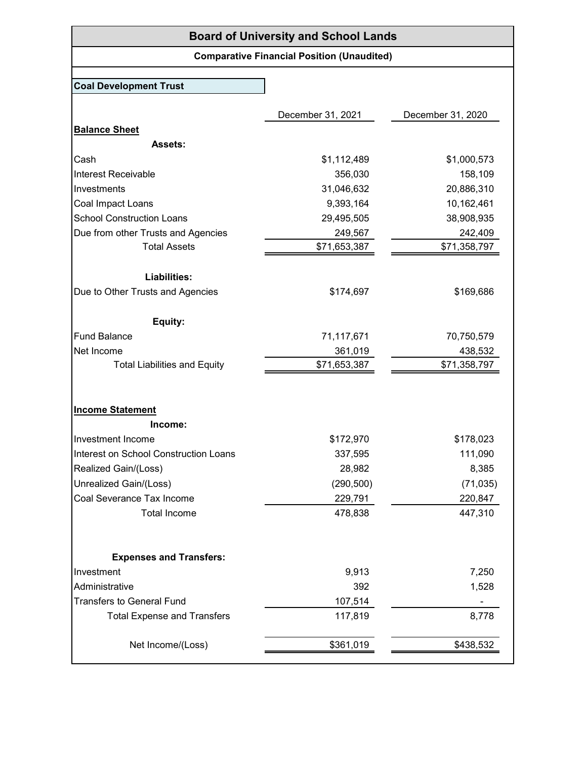# Board of University and School Lands

## Comparative Financial Position (Unaudited)

### Coal Development Trust

| | December 31, 2021 | December 31, 2020 |
|---|---|---|
| **Balance Sheet** | | |
| **Assets:** | | |
| Cash | $1,112,489 | $1,000,573 |
| Interest Receivable | 356,030 | 158,109 |
| Investments | 31,046,632 | 20,886,310 |
| Coal Impact Loans | 9,393,164 | 10,162,461 |
| School Construction Loans | 29,495,505 | 38,908,935 |
| Due from other Trusts and Agencies | 249,567 | 242,409 |
| Total Assets | $71,653,387 | $71,358,797 |
| **Liabilities:** | | |
| Due to Other Trusts and Agencies | $174,697 | $169,686 |
| **Equity:** | | |
| Fund Balance | 71,117,671 | 70,750,579 |
| Net Income | 361,019 | 438,532 |
| Total Liabilities and Equity | $71,653,387 | $71,358,797 |
| **Income Statement** | | |
| **Income:** | | |
| Investment Income | $172,970 | $178,023 |
| Interest on School Construction Loans | 337,595 | 111,090 |
| Realized Gain/(Loss) | 28,982 | 8,385 |
| Unrealized Gain/(Loss) | (290,500) | (71,035) |
| Coal Severance Tax Income | 229,791 | 220,847 |
| Total Income | 478,838 | 447,310 |
| **Expenses and Transfers:** | | |
| Investment | 9,913 | 7,250 |
| Administrative | 392 | 1,528 |
| Transfers to General Fund | 107,514 | - |
| Total Expense and Transfers | 117,819 | 8,778 |
| Net Income/(Loss) | $361,019 | $438,532 |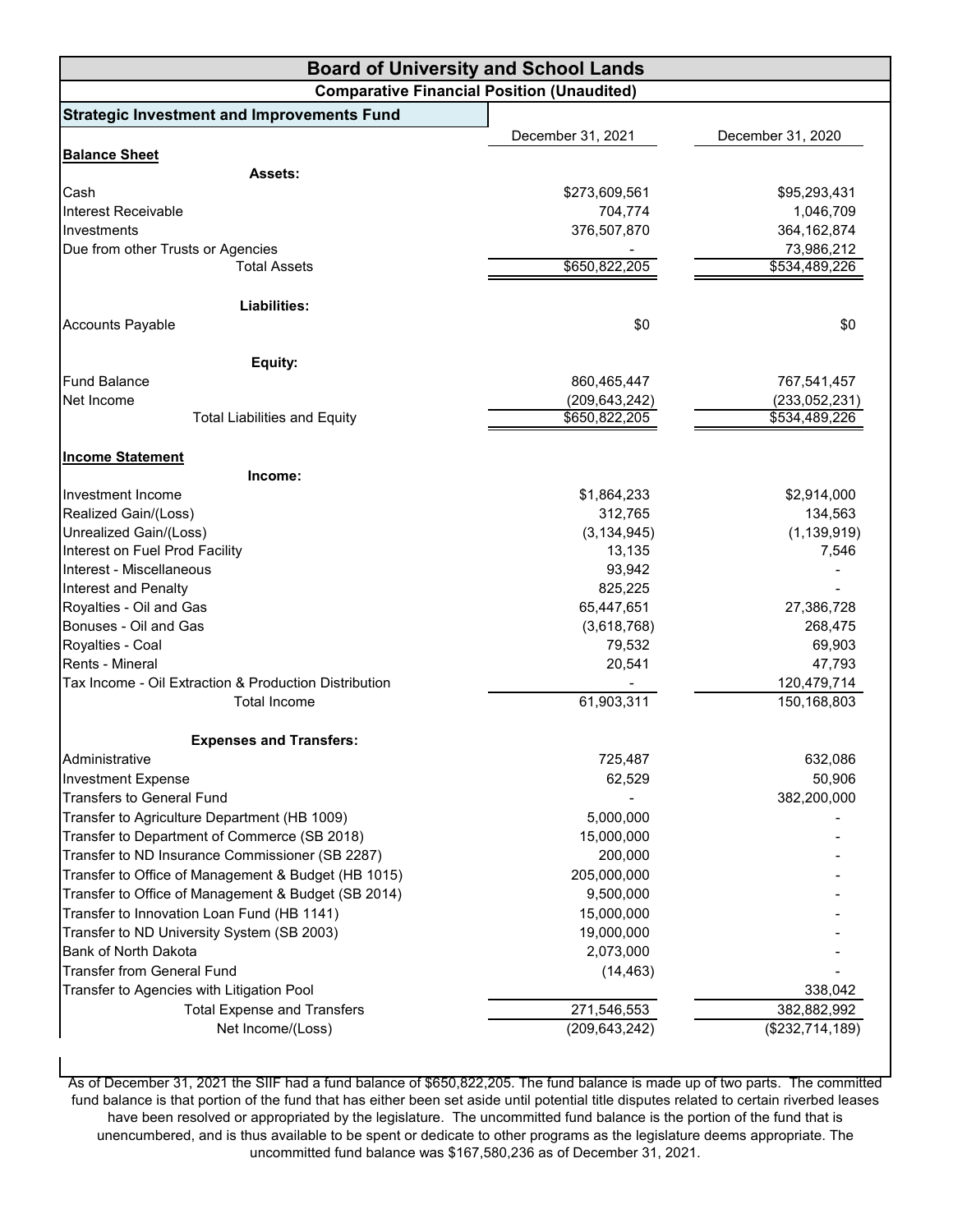# Board of University and School Lands

## Comparative Financial Position (Unaudited)

### Strategic Investment and Improvements Fund

| | December 31, 2021 | December 31, 2020 |
|---|---|---|
| **Balance Sheet** | | |
| **Assets:** | | |
| Cash | $273,609,561 | $95,293,431 |
| Interest Receivable | 704,774 | 1,046,709 |
| Investments | 376,507,870 | 364,162,874 |
| Due from other Trusts or Agencies | - | 73,986,212 |
| Total Assets | $650,822,205 | $534,489,226 |
| **Liabilities:** | | |
| Accounts Payable | $0 | $0 |
| **Equity:** | | |
| Fund Balance | 860,465,447 | 767,541,457 |
| Net Income | (209,643,242) | (233,052,231) |
| Total Liabilities and Equity | $650,822,205 | $534,489,226 |
| **Income Statement** | | |
| **Income:** | | |
| Investment Income | $1,864,233 | $2,914,000 |
| Realized Gain/(Loss) | 312,765 | 134,563 |
| Unrealized Gain/(Loss) | (3,134,945) | (1,139,919) |
| Interest on Fuel Prod Facility | 13,135 | 7,546 |
| Interest - Miscellaneous | 93,942 | - |
| Interest and Penalty | 825,225 | - |
| Royalties - Oil and Gas | 65,447,651 | 27,386,728 |
| Bonuses - Oil and Gas | (3,618,768) | 268,475 |
| Royalties - Coal | 79,532 | 69,903 |
| Rents - Mineral | 20,541 | 47,793 |
| Tax Income - Oil Extraction & Production Distribution | - | 120,479,714 |
| Total Income | 61,903,311 | 150,168,803 |
| **Expenses and Transfers:** | | |
| Administrative | 725,487 | 632,086 |
| Investment Expense | 62,529 | 50,906 |
| Transfers to General Fund | - | 382,200,000 |
| Transfer to Agriculture Department (HB 1009) | 5,000,000 | - |
| Transfer to Department of Commerce (SB 2018) | 15,000,000 | - |
| Transfer to ND Insurance Commissioner (SB 2287) | 200,000 | - |
| Transfer to Office of Management & Budget (HB 1015) | 205,000,000 | - |
| Transfer to Office of Management & Budget (SB 2014) | 9,500,000 | - |
| Transfer to Innovation Loan Fund (HB 1141) | 15,000,000 | - |
| Transfer to ND University System (SB 2003) | 19,000,000 | - |
| Bank of North Dakota | 2,073,000 | - |
| Transfer from General Fund | (14,463) | - |
| Transfer to Agencies with Litigation Pool | | 338,042 |
| Total Expense and Transfers | 271,546,553 | 382,882,992 |
| Net Income/(Loss) | (209,643,242) | ($232,714,189) |

As of December 31, 2021 the SIIF had a fund balance of $650,822,205. The fund balance is made up of two parts. The committed fund balance is that portion of the fund that has either been set aside until potential title disputes related to certain riverbed leases have been resolved or appropriated by the legislature. The uncommitted fund balance is the portion of the fund that is unencumbered, and is thus available to be spent or dedicate to other programs as the legislature deems appropriate. The uncommitted fund balance was $167,580,236 as of December 31, 2021.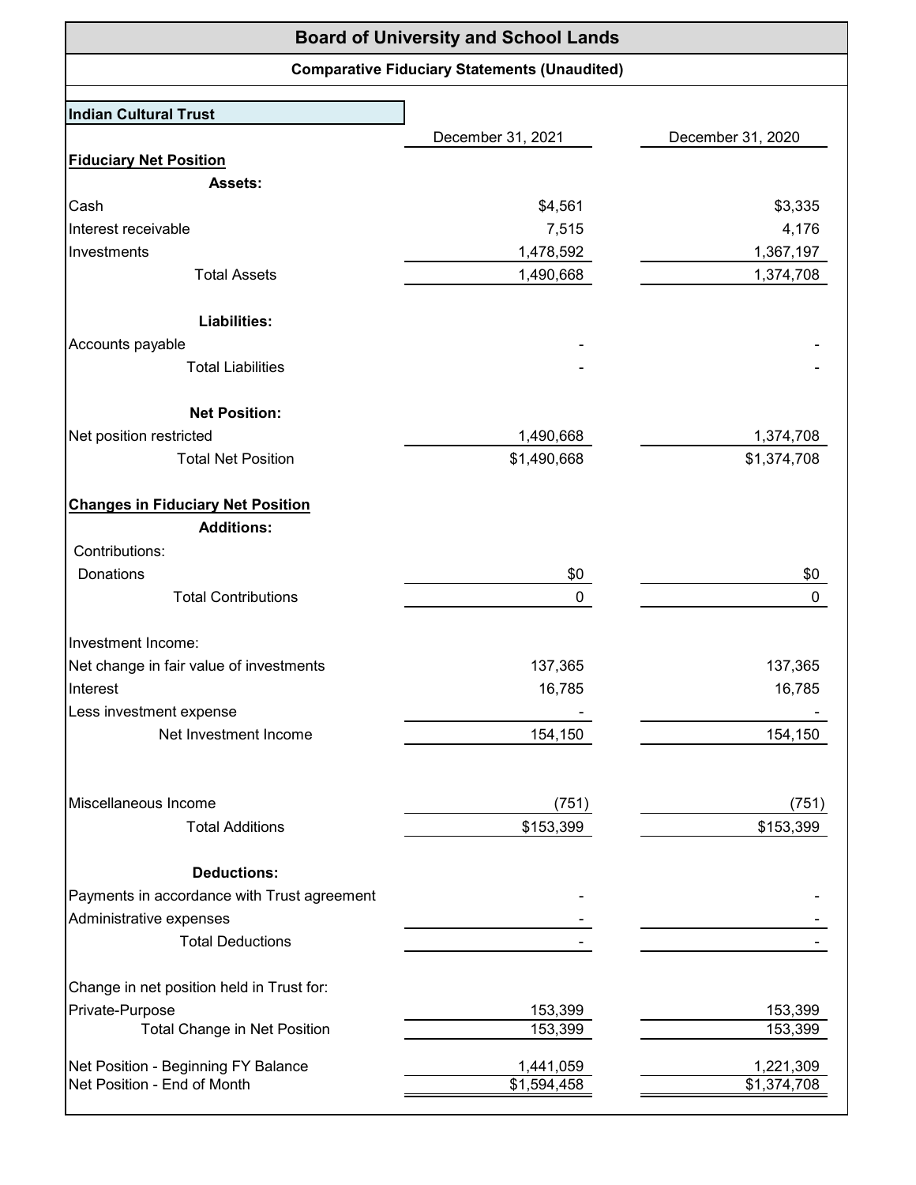# Board of University and School Lands

## Comparative Fiduciary Statements (Unaudited)

| Indian Cultural Trust | December 31, 2021 | December 31, 2020 |
|---|---|---|
| **Fiduciary Net Position** | | |
| **Assets:** | | |
| Cash | $4,561 | $3,335 |
| Interest receivable | 7,515 | 4,176 |
| Investments | 1,478,592 | 1,367,197 |
| Total Assets | 1,490,668 | 1,374,708 |
| **Liabilities:** | | |
| Accounts payable | - | - |
| Total Liabilities | - | - |
| **Net Position:** | | |
| Net position restricted | 1,490,668 | 1,374,708 |
| Total Net Position | $1,490,668 | $1,374,708 |
| **Changes in Fiduciary Net Position** | | |
| **Additions:** | | |
| Contributions: | | |
| Donations | $0 | $0 |
| Total Contributions | 0 | 0 |
| Investment Income: | | |
| Net change in fair value of investments | 137,365 | 137,365 |
| Interest | 16,785 | 16,785 |
| Less investment expense | - | - |
| Net Investment Income | 154,150 | 154,150 |
| Miscellaneous Income | (751) | (751) |
| Total Additions | $153,399 | $153,399 |
| **Deductions:** | | |
| Payments in accordance with Trust agreement | - | - |
| Administrative expenses | - | - |
| Total Deductions | - | - |
| Change in net position held in Trust for: | | |
| Private-Purpose | 153,399 | 153,399 |
| Total Change in Net Position | 153,399 | 153,399 |
| Net Position - Beginning FY Balance | 1,441,059 | 1,221,309 |
| Net Position - End of Month | $1,594,458 | $1,374,708 |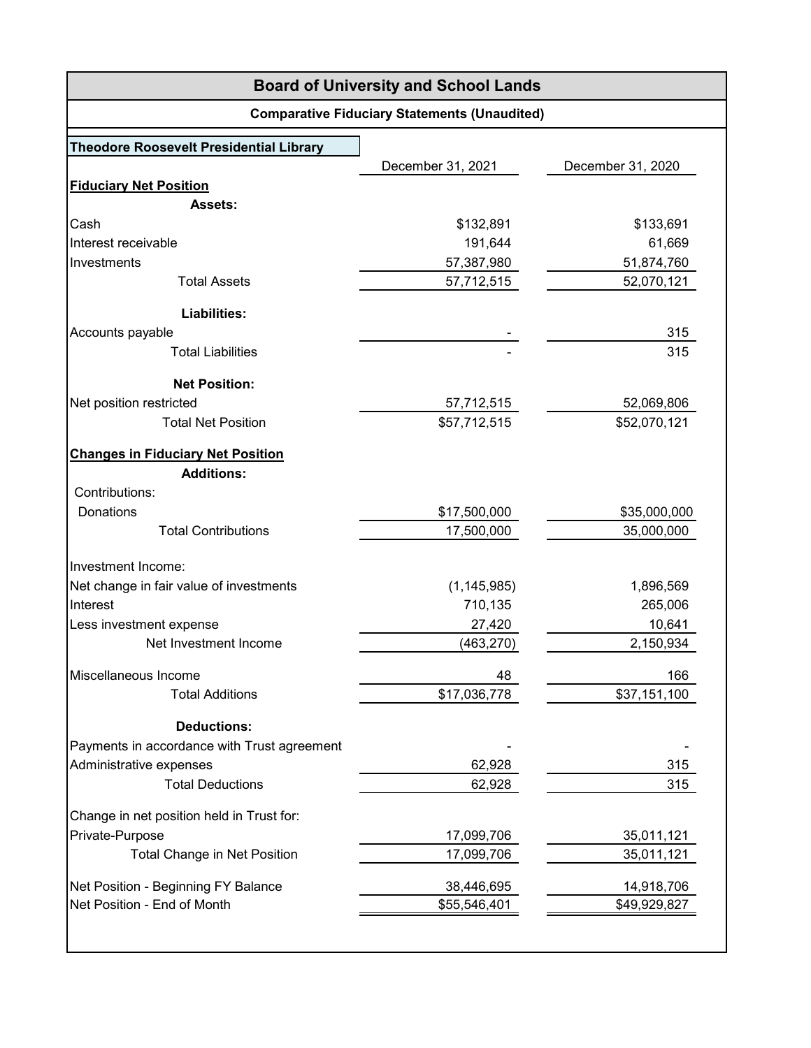# Board of University and School Lands

## Comparative Fiduciary Statements (Unaudited)

**Theodore Roosevelt Presidential Library**

| | December 31, 2021 | December 31, 2020 |
|---|---|---|
| **Fiduciary Net Position** | | |
| **Assets:** | | |
| Cash | $132,891 | $133,691 |
| Interest receivable | 191,644 | 61,669 |
| Investments | 57,387,980 | 51,874,760 |
| Total Assets | 57,712,515 | 52,070,121 |
| **Liabilities:** | | |
| Accounts payable | - | 315 |
| Total Liabilities | - | 315 |
| **Net Position:** | | |
| Net position restricted | 57,712,515 | 52,069,806 |
| Total Net Position | $57,712,515 | $52,070,121 |
| **Changes in Fiduciary Net Position** | | |
| **Additions:** | | |
| Contributions: | | |
| Donations | $17,500,000 | $35,000,000 |
| Total Contributions | 17,500,000 | 35,000,000 |
| Investment Income: | | |
| Net change in fair value of investments | (1,145,985) | 1,896,569 |
| Interest | 710,135 | 265,006 |
| Less investment expense | 27,420 | 10,641 |
| Net Investment Income | (463,270) | 2,150,934 |
| Miscellaneous Income | 48 | 166 |
| Total Additions | $17,036,778 | $37,151,100 |
| **Deductions:** | | |
| Payments in accordance with Trust agreement | - | - |
| Administrative expenses | 62,928 | 315 |
| Total Deductions | 62,928 | 315 |
| Change in net position held in Trust for: | | |
| Private-Purpose | 17,099,706 | 35,011,121 |
| Total Change in Net Position | 17,099,706 | 35,011,121 |
| Net Position - Beginning FY Balance | 38,446,695 | 14,918,706 |
| Net Position - End of Month | $55,546,401 | $49,929,827 |